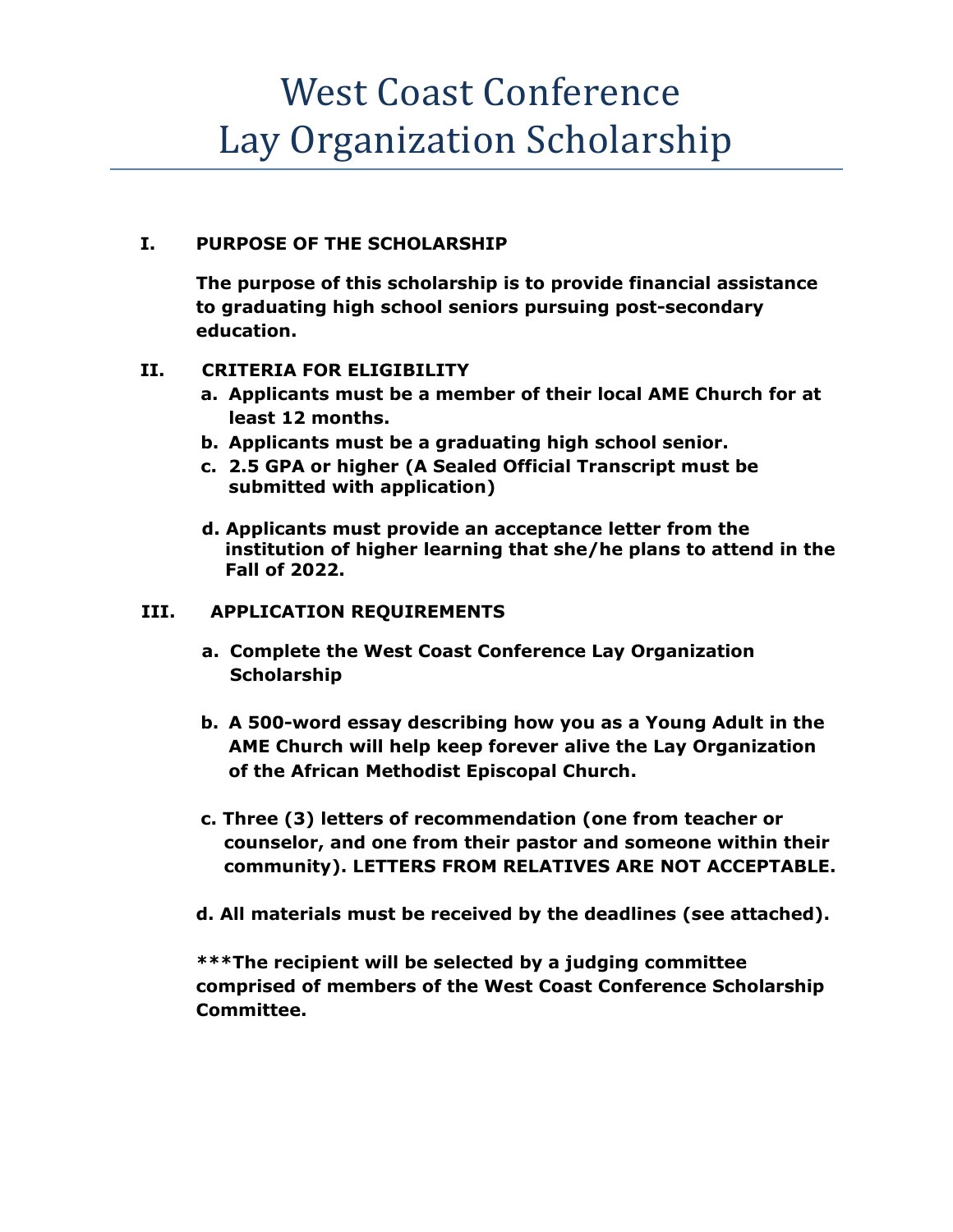# West Coast Conference Lay Organization Scholarship

## I. PURPOSE OF THE SCHOLARSHIP

**The purpose of this scholarship is to provide financial assistance to graduating high school seniors pursuing post-secondary education.**

## II. CRITERIA FOR ELIGIBILITY

a. **Applicants must be a member of their local AME Church for at least 12 months.**
b. **Applicants must be a graduating high school senior.**
c. **2.5 GPA or higher (A Sealed Official Transcript must be submitted with application)**
d. **Applicants must provide an acceptance letter from the institution of higher learning that she/he plans to attend in the Fall of 2022.**

## III. APPLICATION REQUIREMENTS

a. **Complete the West Coast Conference Lay Organization Scholarship**

b. **A 500-word essay describing how you as a Young Adult in the AME Church will help keep forever alive the Lay Organization of the African Methodist Episcopal Church.**

c. **Three (3) letters of recommendation (one from teacher or counselor, and one from their pastor and someone within their community). LETTERS FROM RELATIVES ARE NOT ACCEPTABLE.**

d. **All materials must be received by the deadlines (see attached).**

**\*\*\*The recipient will be selected by a judging committee comprised of members of the West Coast Conference Scholarship Committee.**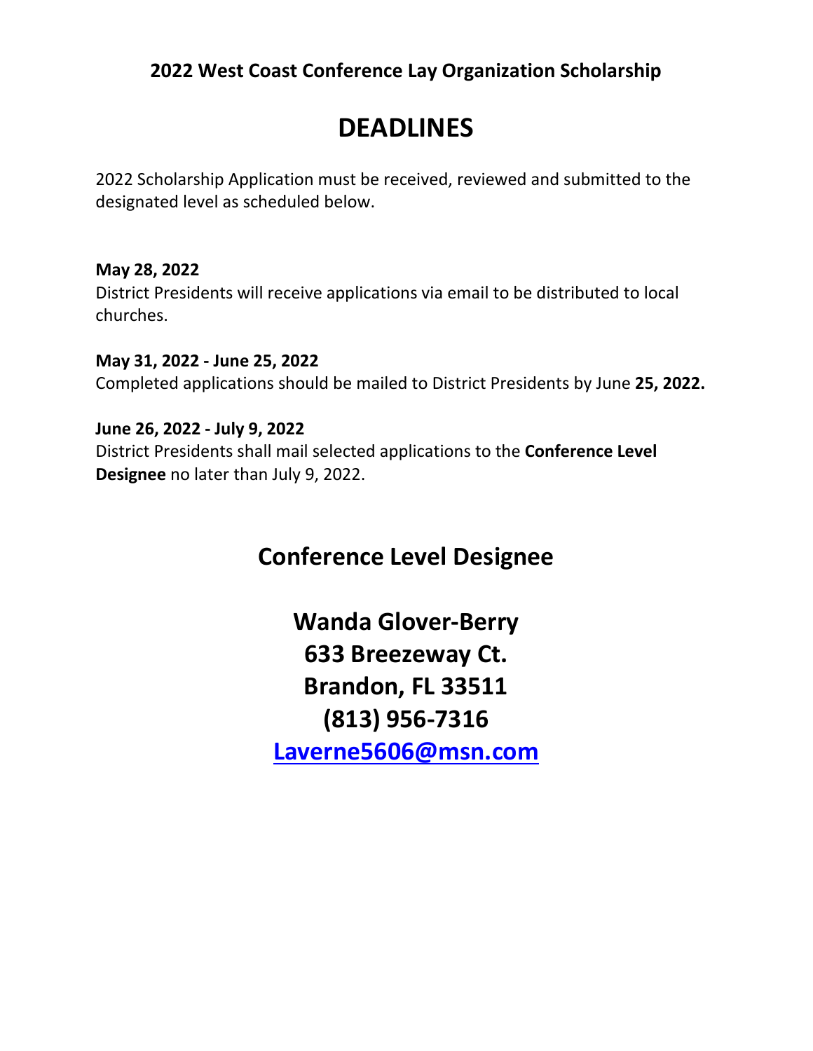**2022 West Coast Conference Lay Organization Scholarship**

# DEADLINES

2022 Scholarship Application must be received, reviewed and submitted to the designated level as scheduled below.

**May 28, 2022**
District Presidents will receive applications via email to be distributed to local churches.

**May 31, 2022 - June 25, 2022**
Completed applications should be mailed to District Presidents by June **25, 2022.**

**June 26, 2022 - July 9, 2022**
District Presidents shall mail selected applications to the **Conference Level Designee** no later than July 9, 2022.

## Conference Level Designee

**Wanda Glover-Berry**
**633 Breezeway Ct.**
**Brandon, FL 33511**
**(813) 956-7316**
**Laverne5606@msn.com**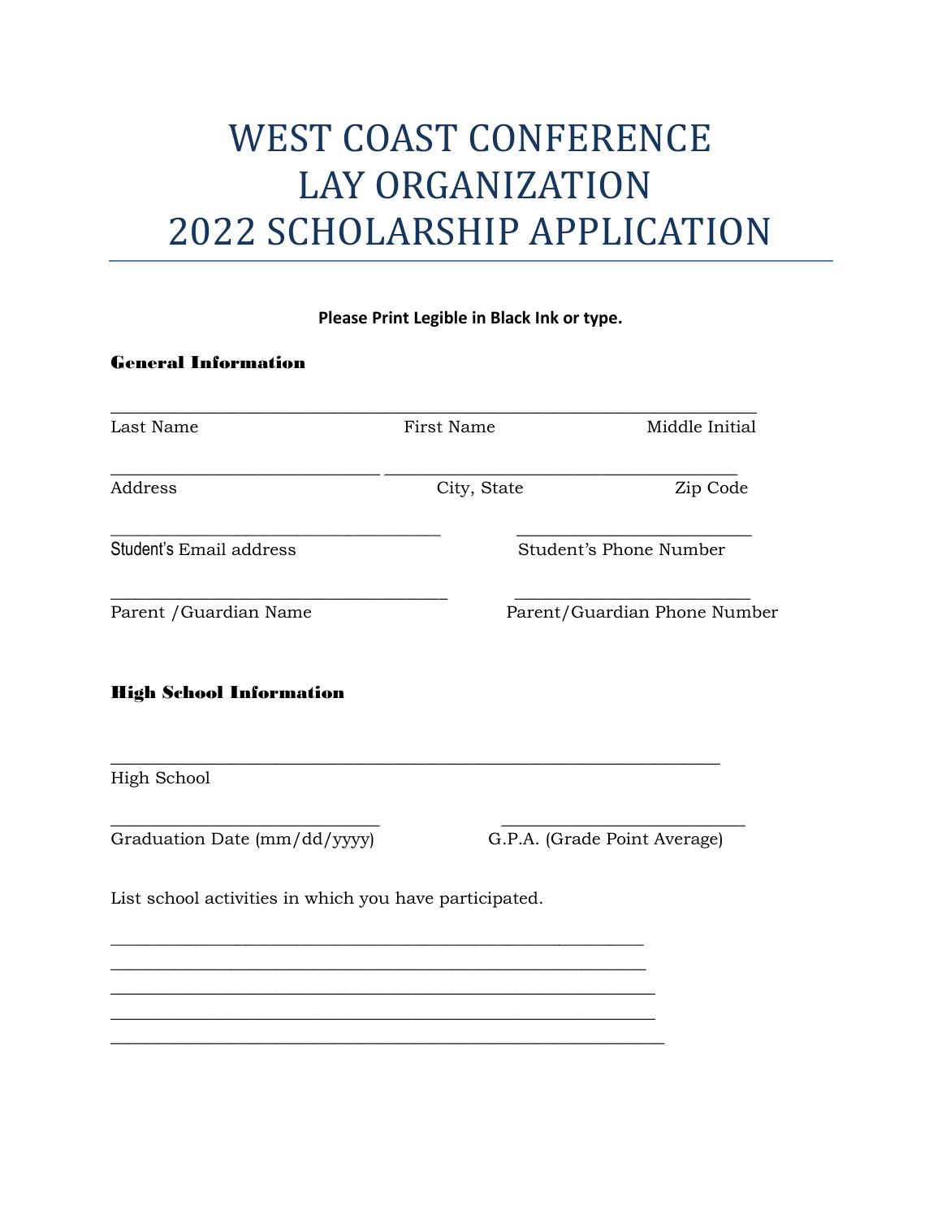# WEST COAST CONFERENCE
# LAY ORGANIZATION
# 2022 SCHOLARSHIP APPLICATION

**Please Print Legible in Black Ink or type.**

## General Information

_______________________________________________________________________

Last Name First Name Middle Initial

______________________________ _______________________________________

Address City, State Zip Code

_____________________________________ __________________________

Student's Email address Student's Phone Number

_____________________________________ __________________________

Parent /Guardian Name Parent/Guardian Phone Number

## High School Information

____________________________________________________________________

High School

______________________________ ___________________________

Graduation Date (mm/dd/yyyy) G.P.A. (Grade Point Average)

List school activities in which you have participated.

___________________________________________________________

___________________________________________________________

___________________________________________________________

___________________________________________________________

___________________________________________________________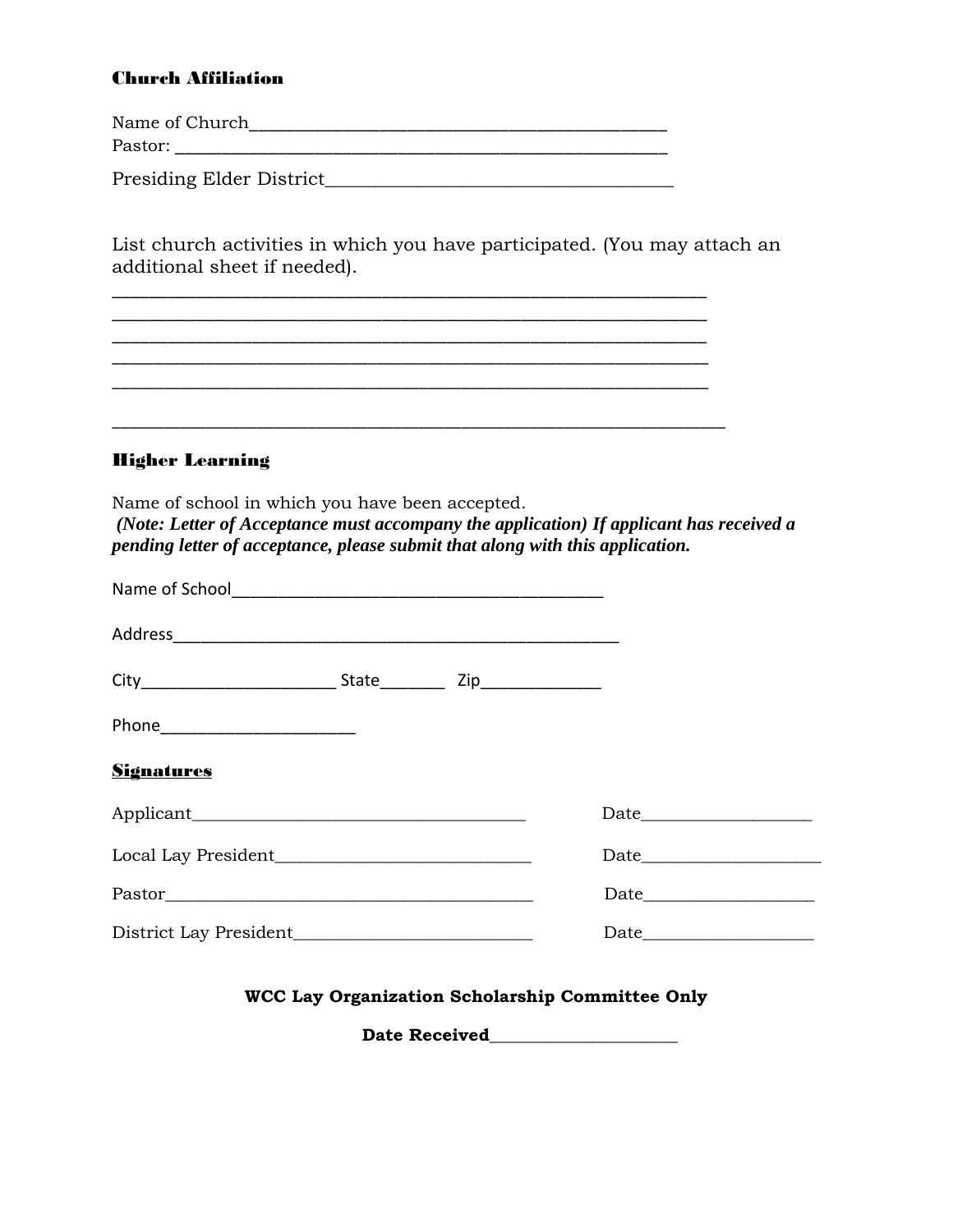**Church Affiliation**

Name of Church_______________________________________________

Pastor: ______________________________________________________

Presiding Elder District_____________________________________

List church activities in which you have participated. (You may attach an additional sheet if needed).

_______________________________________________________________
_______________________________________________________________
_______________________________________________________________
_______________________________________________________________
_______________________________________________________________

_________________________________________________________________

**Higher Learning**

Name of school in which you have been accepted.

***(Note: Letter of Acceptance must accompany the application) If applicant has received a pending letter of acceptance, please submit that along with this application.***

Name of School_________________________________________

Address__________________________________________________

City______________________ State_______ Zip_____________

Phone______________________

**Signatures**

Applicant______________________________________ Date___________________

Local Lay President_____________________________ Date____________________

Pastor__________________________________________ Date___________________

District Lay President___________________________ Date___________________

**WCC Lay Organization Scholarship Committee Only**

**Date Received**______________________